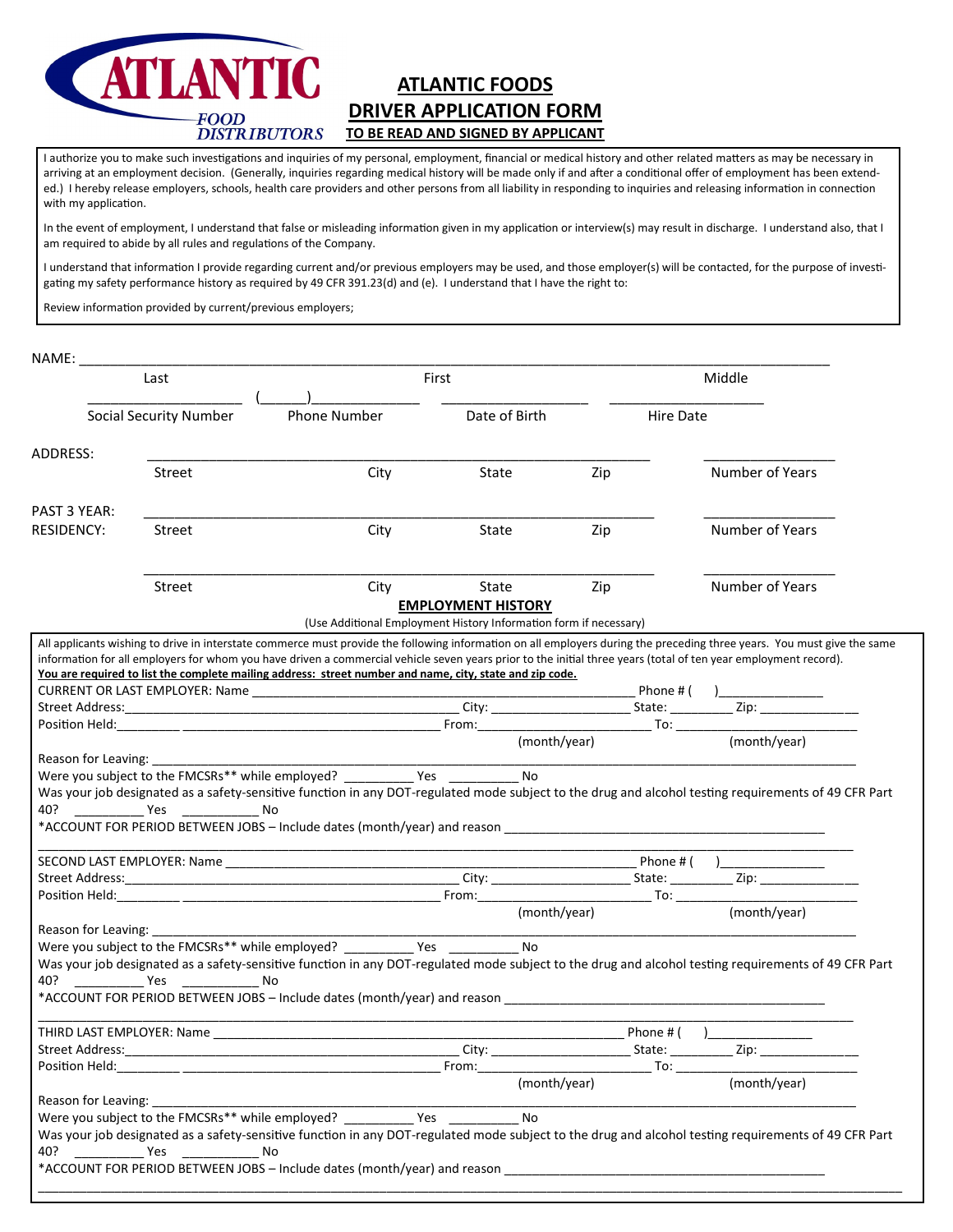ATLANTIC FOOD DISTRIBUTORS

# ATLANTIC FOODS
# DRIVER APPLICATION FORM
**TO BE READ AND SIGNED BY APPLICANT**

I authorize you to make such investigations and inquiries of my personal, employment, financial or medical history and other related matters as may be necessary in arriving at an employment decision. (Generally, inquiries regarding medical history will be made only if and after a conditional offer of employment has been extended.) I hereby release employers, schools, health care providers and other persons from all liability in responding to inquiries and releasing information in connection with my application.

In the event of employment, I understand that false or misleading information given in my application or interview(s) may result in discharge. I understand also, that I am required to abide by all rules and regulations of the Company.

I understand that information I provide regarding current and/or previous employers may be used, and those employer(s) will be contacted, for the purpose of investigating my safety performance history as required by 49 CFR 391.23(d) and (e). I understand that I have the right to:

Review information provided by current/previous employers;

NAME: ______________________________________________________________
Last First Middle

______________ (______)____________ ______________ ______________
Social Security Number Phone Number Date of Birth Hire Date

ADDRESS: ______________________________________________ ____________
Street City State Zip Number of Years

PAST 3 YEAR: ______________________________________________ ____________
RESIDENCY: Street City State Zip Number of Years

______________________________________________ ____________
Street City State Zip Number of Years

## EMPLOYMENT HISTORY

(Use Additional Employment History Information form if necessary)

All applicants wishing to drive in interstate commerce must provide the following information on all employers during the preceding three years. You must give the same information for all employers for whom you have driven a commercial vehicle seven years prior to the initial three years (total of ten year employment record).
**You are required to list the complete mailing address: street number and name, city, state and zip code.**

CURRENT OR LAST EMPLOYER: Name ______________________________________ Phone # ( )______________
Street Address:____________________________________ City: ______________ State: ________ Zip: ____________
Position Held:________ ______________________________ From:__________________ To: ____________________
(month/year) (month/year)
Reason for Leaving: ________________________________________________________________________
Were you subject to the FMCSRs** while employed? _________ Yes _________ No
Was your job designated as a safety-sensitive function in any DOT-regulated mode subject to the drug and alcohol testing requirements of 49 CFR Part 40? _________ Yes __________ No
*ACCOUNT FOR PERIOD BETWEEN JOBS – Include dates (month/year) and reason ________________________________
________________________________________________________________________

SECOND LAST EMPLOYER: Name ______________________________________ Phone # ( )______________
Street Address:____________________________________ City: ______________ State: ________ Zip: ____________
Position Held:________ ______________________________ From:__________________ To: ____________________
(month/year) (month/year)
Reason for Leaving: ________________________________________________________________________
Were you subject to the FMCSRs** while employed? _________ Yes _________ No
Was your job designated as a safety-sensitive function in any DOT-regulated mode subject to the drug and alcohol testing requirements of 49 CFR Part 40? _________ Yes __________ No
*ACCOUNT FOR PERIOD BETWEEN JOBS – Include dates (month/year) and reason ________________________________
________________________________________________________________________

THIRD LAST EMPLOYER: Name ______________________________________ Phone # ( )______________
Street Address:____________________________________ City: ______________ State: ________ Zip: ____________
Position Held:________ ______________________________ From:__________________ To: ____________________
(month/year) (month/year)
Reason for Leaving: ________________________________________________________________________
Were you subject to the FMCSRs** while employed? _________ Yes _________ No
Was your job designated as a safety-sensitive function in any DOT-regulated mode subject to the drug and alcohol testing requirements of 49 CFR Part 40? _________ Yes __________ No
*ACCOUNT FOR PERIOD BETWEEN JOBS – Include dates (month/year) and reason ________________________________
________________________________________________________________________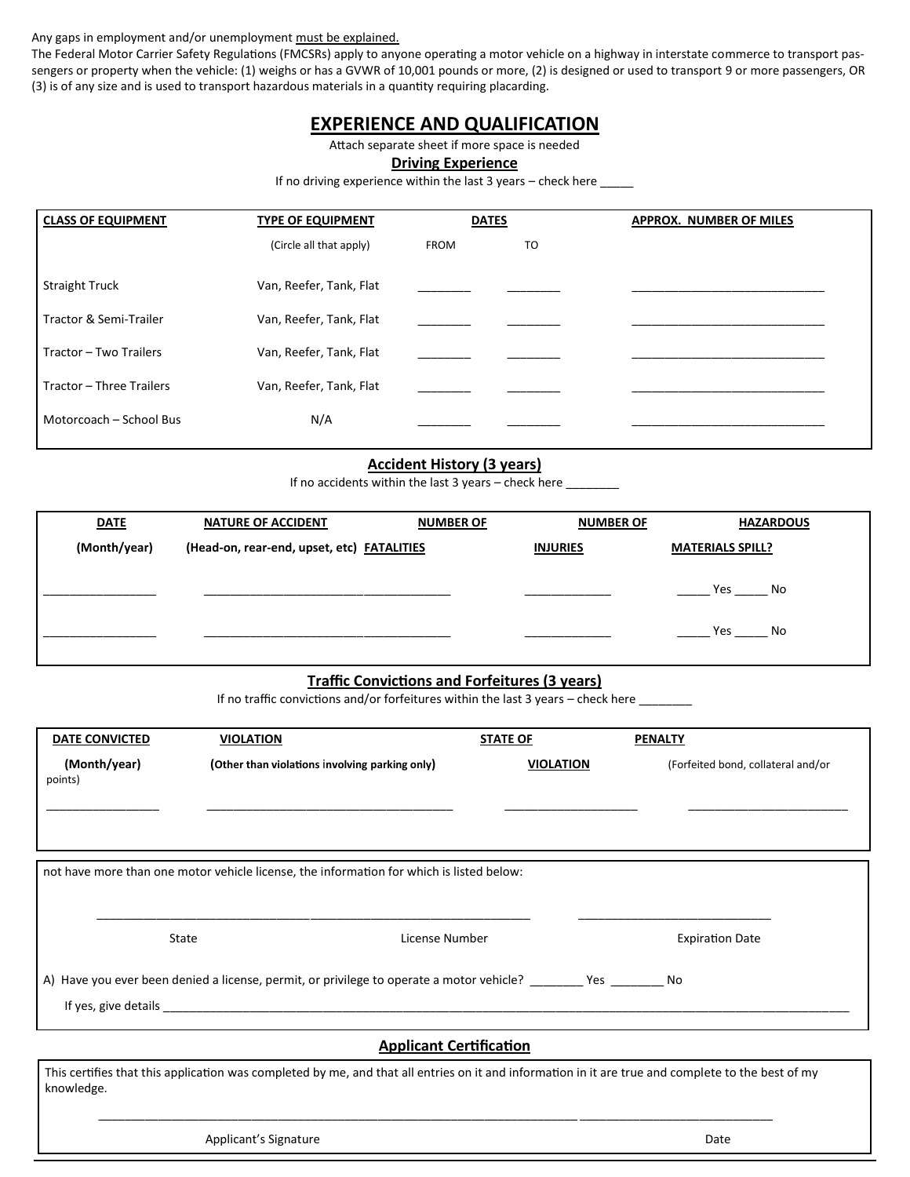Any gaps in employment and/or unemployment <u>must be explained.</u>

The Federal Motor Carrier Safety Regulations (FMCSRs) apply to anyone operating a motor vehicle on a highway in interstate commerce to transport passengers or property when the vehicle: (1) weighs or has a GVWR of 10,001 pounds or more, (2) is designed or used to transport 9 or more passengers, OR (3) is of any size and is used to transport hazardous materials in a quantity requiring placarding.

## EXPERIENCE AND QUALIFICATION

Attach separate sheet if more space is needed

### Driving Experience

If no driving experience within the last 3 years – check here _____

| CLASS OF EQUIPMENT | TYPE OF EQUIPMENT (Circle all that apply) | DATES FROM | DATES TO | APPROX. NUMBER OF MILES |
|---|---|---|---|---|
| Straight Truck | Van, Reefer, Tank, Flat | ________ | ________ | ______________________________ |
| Tractor & Semi-Trailer | Van, Reefer, Tank, Flat | ________ | ________ | ______________________________ |
| Tractor – Two Trailers | Van, Reefer, Tank, Flat | ________ | ________ | ______________________________ |
| Tractor – Three Trailers | Van, Reefer, Tank, Flat | ________ | ________ | ______________________________ |
| Motorcoach – School Bus | N/A | ________ | ________ | ______________________________ |

### Accident History (3 years)

If no accidents within the last 3 years – check here ________

| DATE (Month/year) | NATURE OF ACCIDENT (Head-on, rear-end, upset, etc) | NUMBER OF FATALITIES | NUMBER OF INJURIES | HAZARDOUS MATERIALS SPILL? |
|---|---|---|---|---|
| _________________ | ______________________________________ | | _____________ | _____ Yes _____ No |
| _________________ | ______________________________________ | | _____________ | _____ Yes _____ No |

### Traffic Convictions and Forfeitures (3 years)

If no traffic convictions and/or forfeitures within the last 3 years – check here ________

| DATE CONVICTED (Month/year) | VIOLATION (Other than violations involving parking only) | STATE OF VIOLATION | PENALTY (Forfeited bond, collateral and/or points) |
|---|---|---|---|
| _________________ | ______________________________________ | ____________________ | _________________________ |

not have more than one motor vehicle license, the information for which is listed below:

| State | License Number | Expiration Date |
|---|---|---|
| ________________________________ | ________________________________ | ______________________________ |

A) Have you ever been denied a license, permit, or privilege to operate a motor vehicle? ________ Yes ________ No

If yes, give details ________________________________________________________________________________________________

### Applicant Certification

This certifies that this application was completed by me, and that all entries on it and information in it are true and complete to the best of my knowledge.

__________________________________________________________________________ ______________________________

Applicant's Signature Date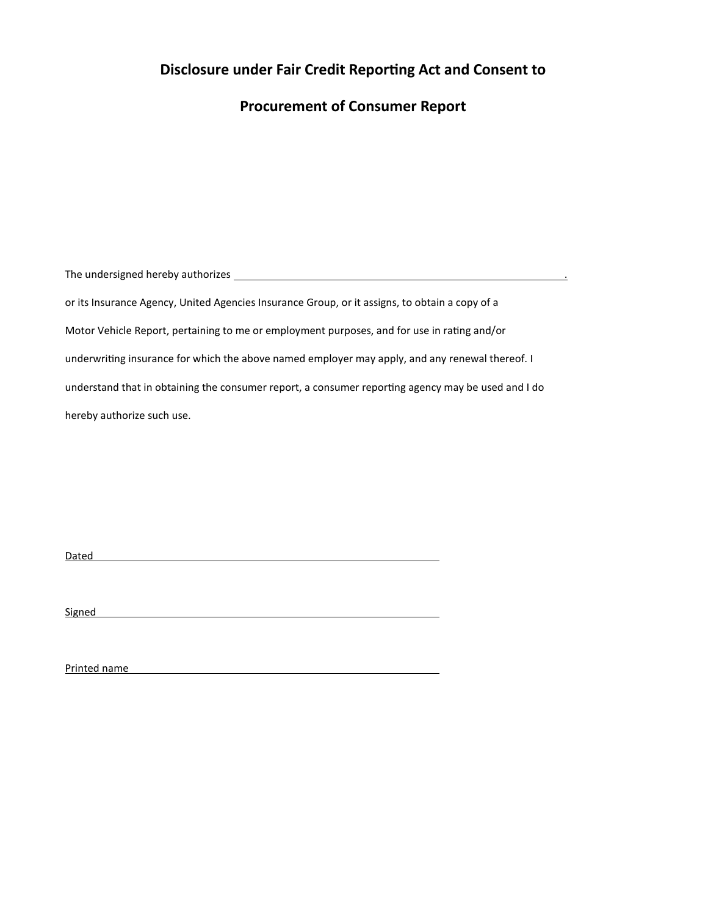# Disclosure under Fair Credit Reporting Act and Consent to Procurement of Consumer Report

The undersigned hereby authorizes \_\_\_\_\_\_\_\_\_\_\_\_\_\_\_\_\_\_\_\_\_\_\_\_\_\_\_\_\_\_\_\_\_\_\_\_\_\_\_\_\_\_\_\_\_\_\_\_\_\_\_\_\_\_\_\_.
or its Insurance Agency, United Agencies Insurance Group, or it assigns, to obtain a copy of a Motor Vehicle Report, pertaining to me or employment purposes, and for use in rating and/or underwriting insurance for which the above named employer may apply, and any renewal thereof. I understand that in obtaining the consumer report, a consumer reporting agency may be used and I do hereby authorize such use.

Dated \_\_\_\_\_\_\_\_\_\_\_\_\_\_\_\_\_\_\_\_\_\_\_\_\_\_\_\_\_\_\_\_\_\_\_\_\_\_\_\_\_\_\_\_\_\_\_\_\_\_

Signed \_\_\_\_\_\_\_\_\_\_\_\_\_\_\_\_\_\_\_\_\_\_\_\_\_\_\_\_\_\_\_\_\_\_\_\_\_\_\_\_\_\_\_\_\_\_\_\_\_\_

Printed name \_\_\_\_\_\_\_\_\_\_\_\_\_\_\_\_\_\_\_\_\_\_\_\_\_\_\_\_\_\_\_\_\_\_\_\_\_\_\_\_\_\_\_\_\_\_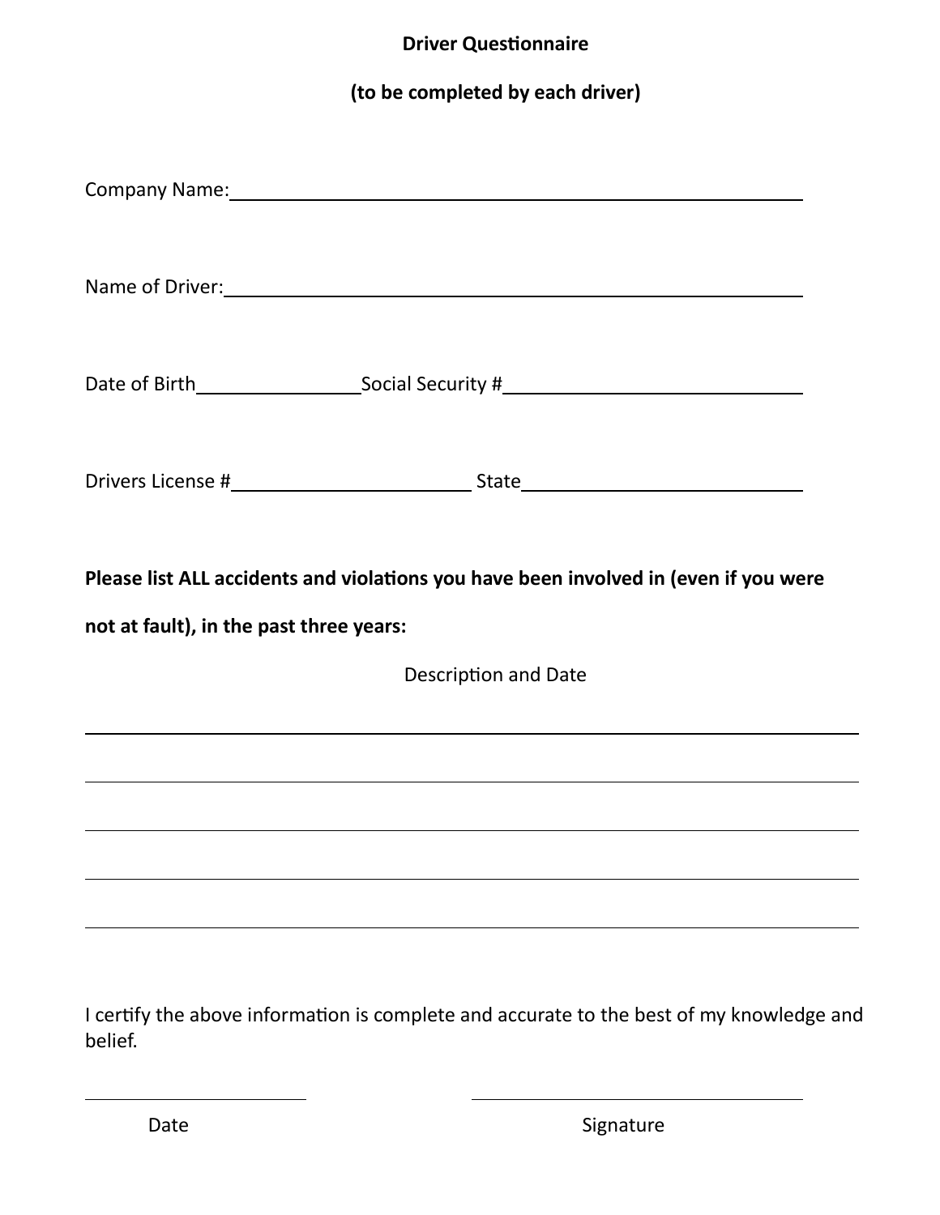**Driver Questionnaire**

**(to be completed by each driver)**

Company Name:\_\_\_\_\_\_\_\_\_\_\_\_\_\_\_\_\_\_\_\_\_\_\_\_\_\_\_\_\_\_\_\_\_\_\_\_\_\_\_\_\_\_\_\_\_\_\_\_

Name of Driver:\_\_\_\_\_\_\_\_\_\_\_\_\_\_\_\_\_\_\_\_\_\_\_\_\_\_\_\_\_\_\_\_\_\_\_\_\_\_\_\_\_\_\_\_\_\_\_\_

Date of Birth\_\_\_\_\_\_\_\_\_\_\_\_\_\_\_\_Social Security #\_\_\_\_\_\_\_\_\_\_\_\_\_\_\_\_\_\_\_\_\_\_\_\_\_\_

Drivers License #\_\_\_\_\_\_\_\_\_\_\_\_\_\_\_\_\_\_\_\_\_\_ State\_\_\_\_\_\_\_\_\_\_\_\_\_\_\_\_\_\_\_\_\_\_\_\_\_\_

**Please list ALL accidents and violations you have been involved in (even if you were not at fault), in the past three years:**

Description and Date

\_\_\_\_\_\_\_\_\_\_\_\_\_\_\_\_\_\_\_\_\_\_\_\_\_\_\_\_\_\_\_\_\_\_\_\_\_\_\_\_\_\_\_\_\_\_\_\_\_\_\_\_\_\_\_\_\_\_\_\_\_\_\_\_

\_\_\_\_\_\_\_\_\_\_\_\_\_\_\_\_\_\_\_\_\_\_\_\_\_\_\_\_\_\_\_\_\_\_\_\_\_\_\_\_\_\_\_\_\_\_\_\_\_\_\_\_\_\_\_\_\_\_\_\_\_\_\_\_

\_\_\_\_\_\_\_\_\_\_\_\_\_\_\_\_\_\_\_\_\_\_\_\_\_\_\_\_\_\_\_\_\_\_\_\_\_\_\_\_\_\_\_\_\_\_\_\_\_\_\_\_\_\_\_\_\_\_\_\_\_\_\_\_

\_\_\_\_\_\_\_\_\_\_\_\_\_\_\_\_\_\_\_\_\_\_\_\_\_\_\_\_\_\_\_\_\_\_\_\_\_\_\_\_\_\_\_\_\_\_\_\_\_\_\_\_\_\_\_\_\_\_\_\_\_\_\_\_

\_\_\_\_\_\_\_\_\_\_\_\_\_\_\_\_\_\_\_\_\_\_\_\_\_\_\_\_\_\_\_\_\_\_\_\_\_\_\_\_\_\_\_\_\_\_\_\_\_\_\_\_\_\_\_\_\_\_\_\_\_\_\_\_

I certify the above information is complete and accurate to the best of my knowledge and belief.

\_\_\_\_\_\_\_\_\_\_\_\_\_\_\_\_\_\_\_\_ \_\_\_\_\_\_\_\_\_\_\_\_\_\_\_\_\_\_\_\_\_\_\_\_\_\_\_\_\_\_

Date Signature